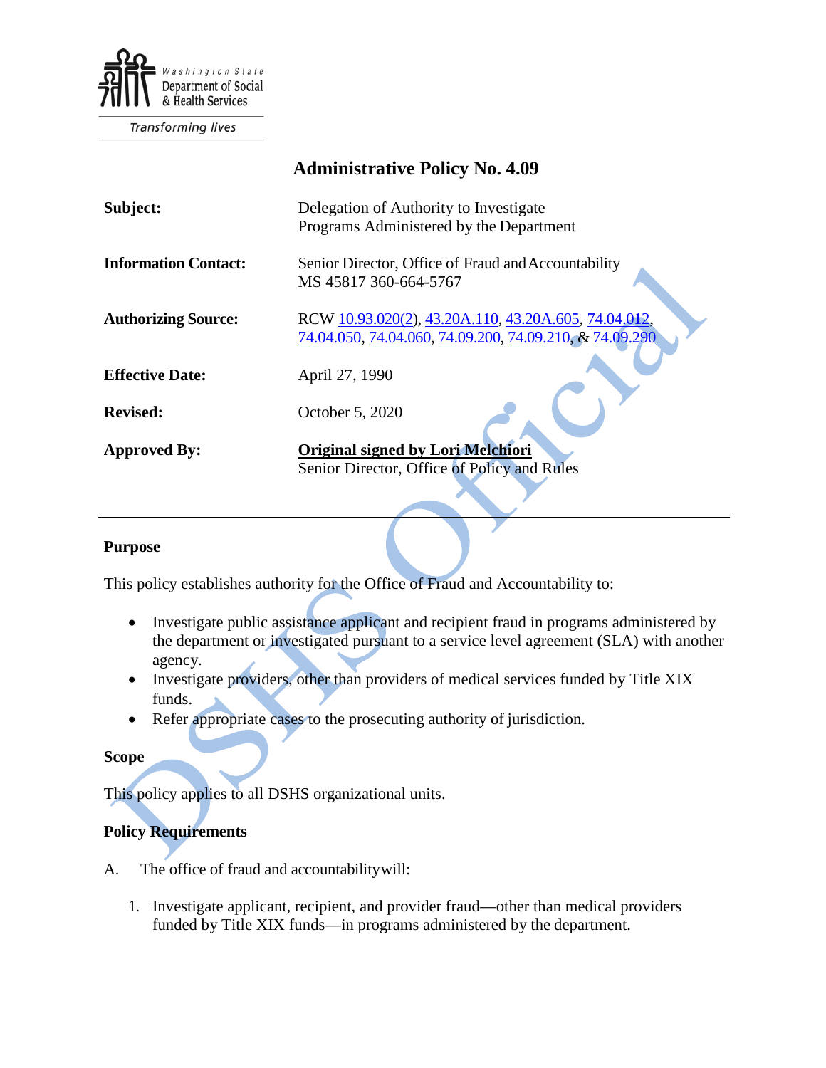Washington State Department of Social & Health Services

Transforming lives

# Administrative Policy No. 4.09

| | |
|---|---|
| **Subject:** | Delegation of Authority to Investigate Programs Administered by the Department |
| **Information Contact:** | Senior Director, Office of Fraud and Accountability MS 45817 360-664-5767 |
| **Authorizing Source:** | RCW 10.93.020(2), 43.20A.110, 43.20A.605, 74.04.012, 74.04.050, 74.04.060, 74.09.200, 74.09.210, & 74.09.290 |
| **Effective Date:** | April 27, 1990 |
| **Revised:** | October 5, 2020 |
| **Approved By:** | **Original signed by Lori Melchiori** Senior Director, Office of Policy and Rules |

---

## Purpose

This policy establishes authority for the Office of Fraud and Accountability to:

- Investigate public assistance applicant and recipient fraud in programs administered by the department or investigated pursuant to a service level agreement (SLA) with another agency.
- Investigate providers, other than providers of medical services funded by Title XIX funds.
- Refer appropriate cases to the prosecuting authority of jurisdiction.

## Scope

This policy applies to all DSHS organizational units.

## Policy Requirements

A. The office of fraud and accountabilitywill:

1. Investigate applicant, recipient, and provider fraud—other than medical providers funded by Title XIX funds—in programs administered by the department.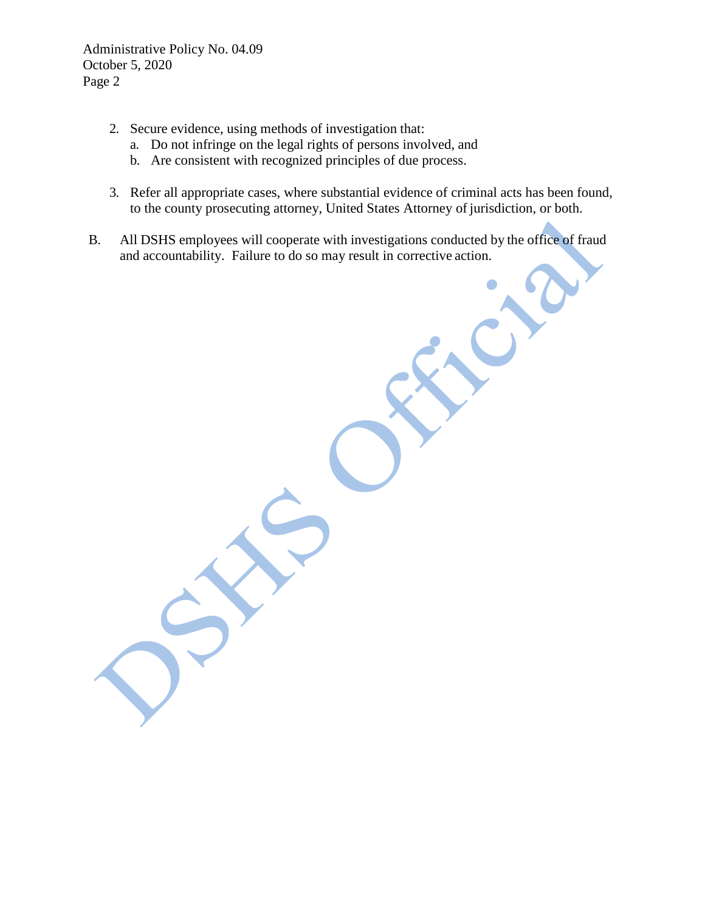2. Secure evidence, using methods of investigation that:
   a. Do not infringe on the legal rights of persons involved, and
   b. Are consistent with recognized principles of due process.

3. Refer all appropriate cases, where substantial evidence of criminal acts has been found, to the county prosecuting attorney, United States Attorney of jurisdiction, or both.

B. All DSHS employees will cooperate with investigations conducted by the office of fraud and accountability. Failure to do so may result in corrective action.